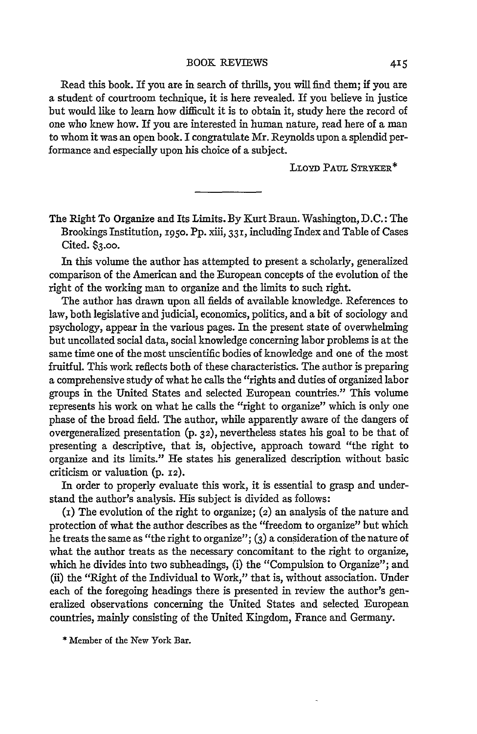Read this book. If you are in search of thrills, you will find them; if you are a student of courtroom technique, it is here revealed. If you believe in justice but would like to learn how difficult it is to obtain it, study here the record of one who knew how. If you are interested in human nature, read here of a man to whom it was an open book. I congratulate Mr. Reynolds upon a splendid performance and especially upon his choice of a subject.

LLOYD PAUL STRYKER*

---

**The Right To Organize and Its Limits.** By Kurt Braun. Washington, D.C.: The Brookings Institution, 1950. Pp. xiii, 331, including Index and Table of Cases Cited. $3.00.

In this volume the author has attempted to present a scholarly, generalized comparison of the American and the European concepts of the evolution of the right of the working man to organize and the limits to such right.

The author has drawn upon all fields of available knowledge. References to law, both legislative and judicial, economics, politics, and a bit of sociology and psychology, appear in the various pages. In the present state of overwhelming but uncollated social data, social knowledge concerning labor problems is at the same time one of the most unscientific bodies of knowledge and one of the most fruitful. This work reflects both of these characteristics. The author is preparing a comprehensive study of what he calls the "rights and duties of organized labor groups in the United States and selected European countries." This volume represents his work on what he calls the "right to organize" which is only one phase of the broad field. The author, while apparently aware of the dangers of overgeneralized presentation (p. 32), nevertheless states his goal to be that of presenting a descriptive, that is, objective, approach toward "the right to organize and its limits." He states his generalized description without basic criticism or valuation (p. 12).

In order to properly evaluate this work, it is essential to grasp and understand the author's analysis. His subject is divided as follows:

(1) The evolution of the right to organize; (2) an analysis of the nature and protection of what the author describes as the "freedom to organize" but which he treats the same as "the right to organize"; (3) a consideration of the nature of what the author treats as the necessary concomitant to the right to organize, which he divides into two subheadings, (i) the "Compulsion to Organize"; and (ii) the "Right of the Individual to Work," that is, without association. Under each of the foregoing headings there is presented in review the author's generalized observations concerning the United States and selected European countries, mainly consisting of the United Kingdom, France and Germany.

\* Member of the New York Bar.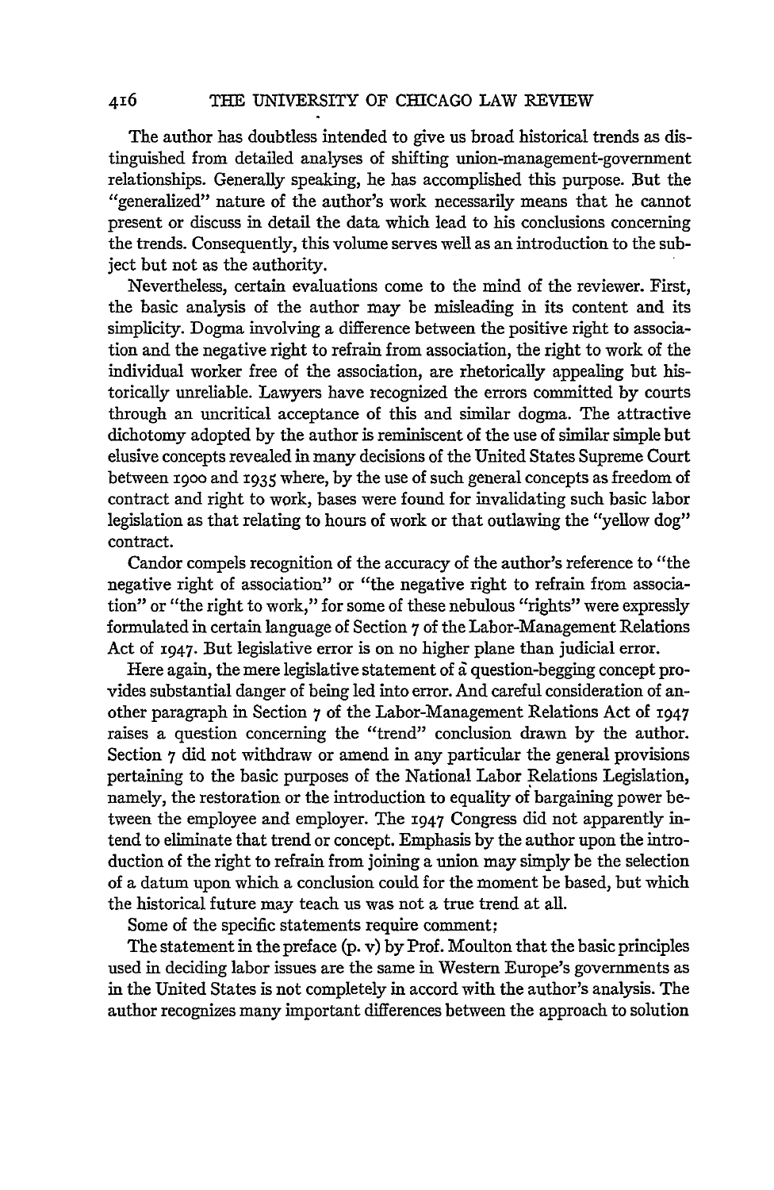The author has doubtless intended to give us broad historical trends as distinguished from detailed analyses of shifting union-management-government relationships. Generally speaking, he has accomplished this purpose. But the "generalized" nature of the author's work necessarily means that he cannot present or discuss in detail the data which lead to his conclusions concerning the trends. Consequently, this volume serves well as an introduction to the subject but not as the authority.

Nevertheless, certain evaluations come to the mind of the reviewer. First, the basic analysis of the author may be misleading in its content and its simplicity. Dogma involving a difference between the positive right to association and the negative right to refrain from association, the right to work of the individual worker free of the association, are rhetorically appealing but historically unreliable. Lawyers have recognized the errors committed by courts through an uncritical acceptance of this and similar dogma. The attractive dichotomy adopted by the author is reminiscent of the use of similar simple but elusive concepts revealed in many decisions of the United States Supreme Court between 1900 and 1935 where, by the use of such general concepts as freedom of contract and right to work, bases were found for invalidating such basic labor legislation as that relating to hours of work or that outlawing the "yellow dog" contract.

Candor compels recognition of the accuracy of the author's reference to "the negative right of association" or "the negative right to refrain from association" or "the right to work," for some of these nebulous "rights" were expressly formulated in certain language of Section 7 of the Labor-Management Relations Act of 1947. But legislative error is on no higher plane than judicial error.

Here again, the mere legislative statement of a question-begging concept provides substantial danger of being led into error. And careful consideration of another paragraph in Section 7 of the Labor-Management Relations Act of 1947 raises a question concerning the "trend" conclusion drawn by the author. Section 7 did not withdraw or amend in any particular the general provisions pertaining to the basic purposes of the National Labor Relations Legislation, namely, the restoration or the introduction to equality of bargaining power between the employee and employer. The 1947 Congress did not apparently intend to eliminate that trend or concept. Emphasis by the author upon the introduction of the right to refrain from joining a union may simply be the selection of a datum upon which a conclusion could for the moment be based, but which the historical future may teach us was not a true trend at all.

Some of the specific statements require comment:

The statement in the preface (p. v) by Prof. Moulton that the basic principles used in deciding labor issues are the same in Western Europe's governments as in the United States is not completely in accord with the author's analysis. The author recognizes many important differences between the approach to solution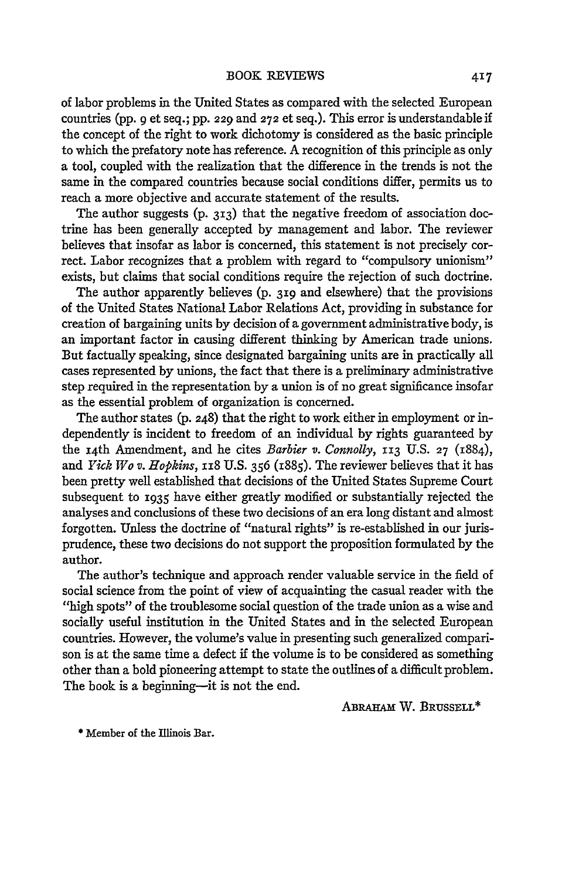of labor problems in the United States as compared with the selected European countries (pp. 9 et seq.; pp. 229 and 272 et seq.). This error is understandable if the concept of the right to work dichotomy is considered as the basic principle to which the prefatory note has reference. A recognition of this principle as only a tool, coupled with the realization that the difference in the trends is not the same in the compared countries because social conditions differ, permits us to reach a more objective and accurate statement of the results.

The author suggests (p. 313) that the negative freedom of association doctrine has been generally accepted by management and labor. The reviewer believes that insofar as labor is concerned, this statement is not precisely correct. Labor recognizes that a problem with regard to "compulsory unionism" exists, but claims that social conditions require the rejection of such doctrine.

The author apparently believes (p. 319 and elsewhere) that the provisions of the United States National Labor Relations Act, providing in substance for creation of bargaining units by decision of a government administrative body, is an important factor in causing different thinking by American trade unions. But factually speaking, since designated bargaining units are in practically all cases represented by unions, the fact that there is a preliminary administrative step required in the representation by a union is of no great significance insofar as the essential problem of organization is concerned.

The author states (p. 248) that the right to work either in employment or independently is incident to freedom of an individual by rights guaranteed by the 14th Amendment, and he cites *Barbier v. Connolly*, 113 U.S. 27 (1884), and *Yick Wo v. Hopkins*, 118 U.S. 356 (1885). The reviewer believes that it has been pretty well established that decisions of the United States Supreme Court subsequent to 1935 have either greatly modified or substantially rejected the analyses and conclusions of these two decisions of an era long distant and almost forgotten. Unless the doctrine of "natural rights" is re-established in our jurisprudence, these two decisions do not support the proposition formulated by the author.

The author's technique and approach render valuable service in the field of social science from the point of view of acquainting the casual reader with the "high spots" of the troublesome social question of the trade union as a wise and socially useful institution in the United States and in the selected European countries. However, the volume's value in presenting such generalized comparison is at the same time a defect if the volume is to be considered as something other than a bold pioneering attempt to state the outlines of a difficult problem. The book is a beginning—it is not the end.

ABRAHAM W. BRUSSELL*

\* Member of the Illinois Bar.